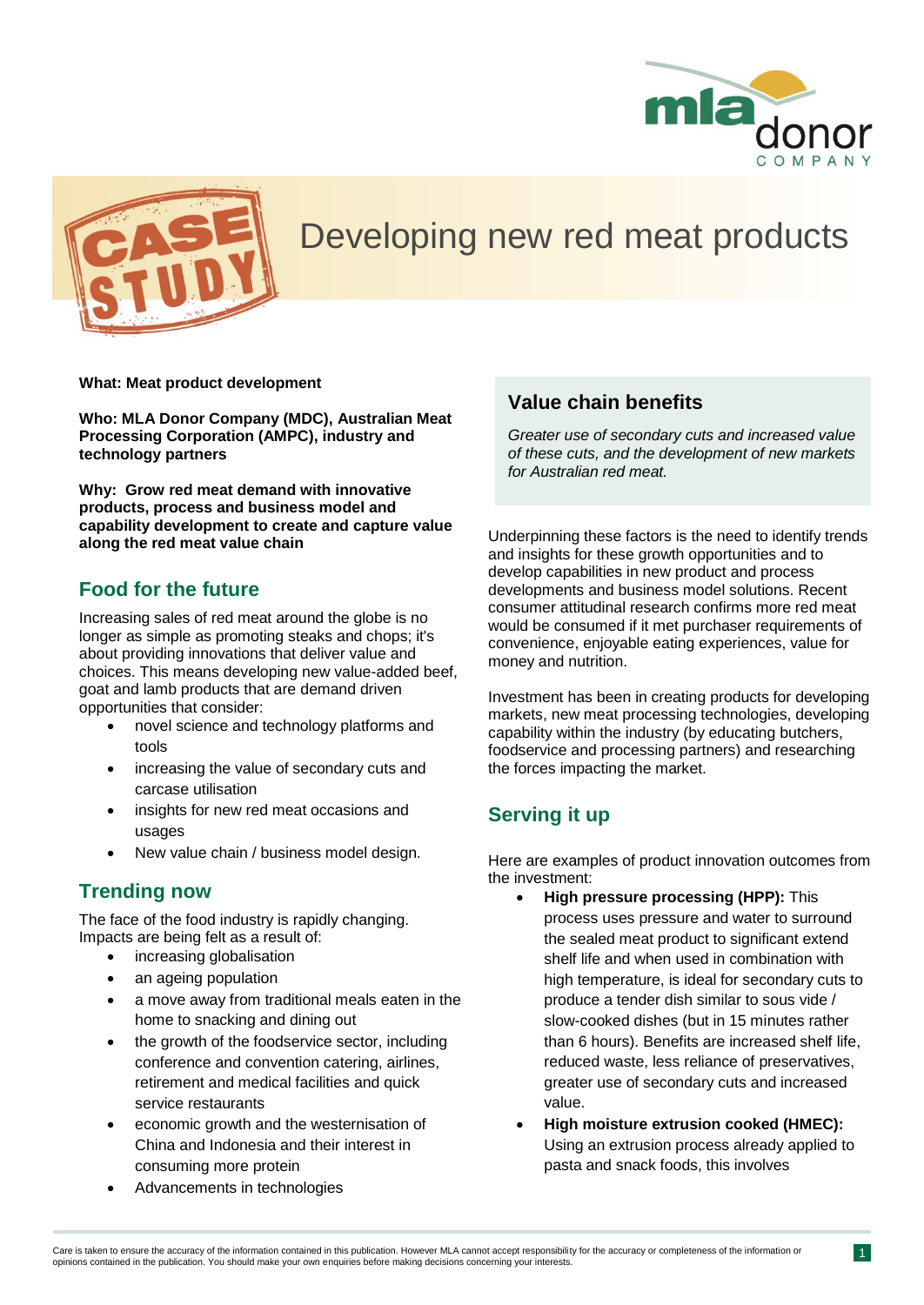# Developing new red meat products

**What: Meat product development**

**Who: MLA Donor Company (MDC), Australian Meat Processing Corporation (AMPC), industry and technology partners**

**Why: Grow red meat demand with innovative products, process and business model and capability development to create and capture value along the red meat value chain**

## Food for the future

Increasing sales of red meat around the globe is no longer as simple as promoting steaks and chops; it's about providing innovations that deliver value and choices. This means developing new value-added beef, goat and lamb products that are demand driven opportunities that consider:

- novel science and technology platforms and tools
- increasing the value of secondary cuts and carcase utilisation
- insights for new red meat occasions and usages
- New value chain / business model design.

## Trending now

The face of the food industry is rapidly changing. Impacts are being felt as a result of:

- increasing globalisation
- an ageing population
- a move away from traditional meals eaten in the home to snacking and dining out
- the growth of the foodservice sector, including conference and convention catering, airlines, retirement and medical facilities and quick service restaurants
- economic growth and the westernisation of China and Indonesia and their interest in consuming more protein
- Advancements in technologies

## Value chain benefits

*Greater use of secondary cuts and increased value of these cuts, and the development of new markets for Australian red meat.*

Underpinning these factors is the need to identify trends and insights for these growth opportunities and to develop capabilities in new product and process developments and business model solutions. Recent consumer attitudinal research confirms more red meat would be consumed if it met purchaser requirements of convenience, enjoyable eating experiences, value for money and nutrition.

Investment has been in creating products for developing markets, new meat processing technologies, developing capability within the industry (by educating butchers, foodservice and processing partners) and researching the forces impacting the market.

## Serving it up

Here are examples of product innovation outcomes from the investment:

- **High pressure processing (HPP):** This process uses pressure and water to surround the sealed meat product to significant extend shelf life and when used in combination with high temperature, is ideal for secondary cuts to produce a tender dish similar to sous vide / slow-cooked dishes (but in 15 minutes rather than 6 hours). Benefits are increased shelf life, reduced waste, less reliance of preservatives, greater use of secondary cuts and increased value.
- **High moisture extrusion cooked (HMEC):** Using an extrusion process already applied to pasta and snack foods, this involves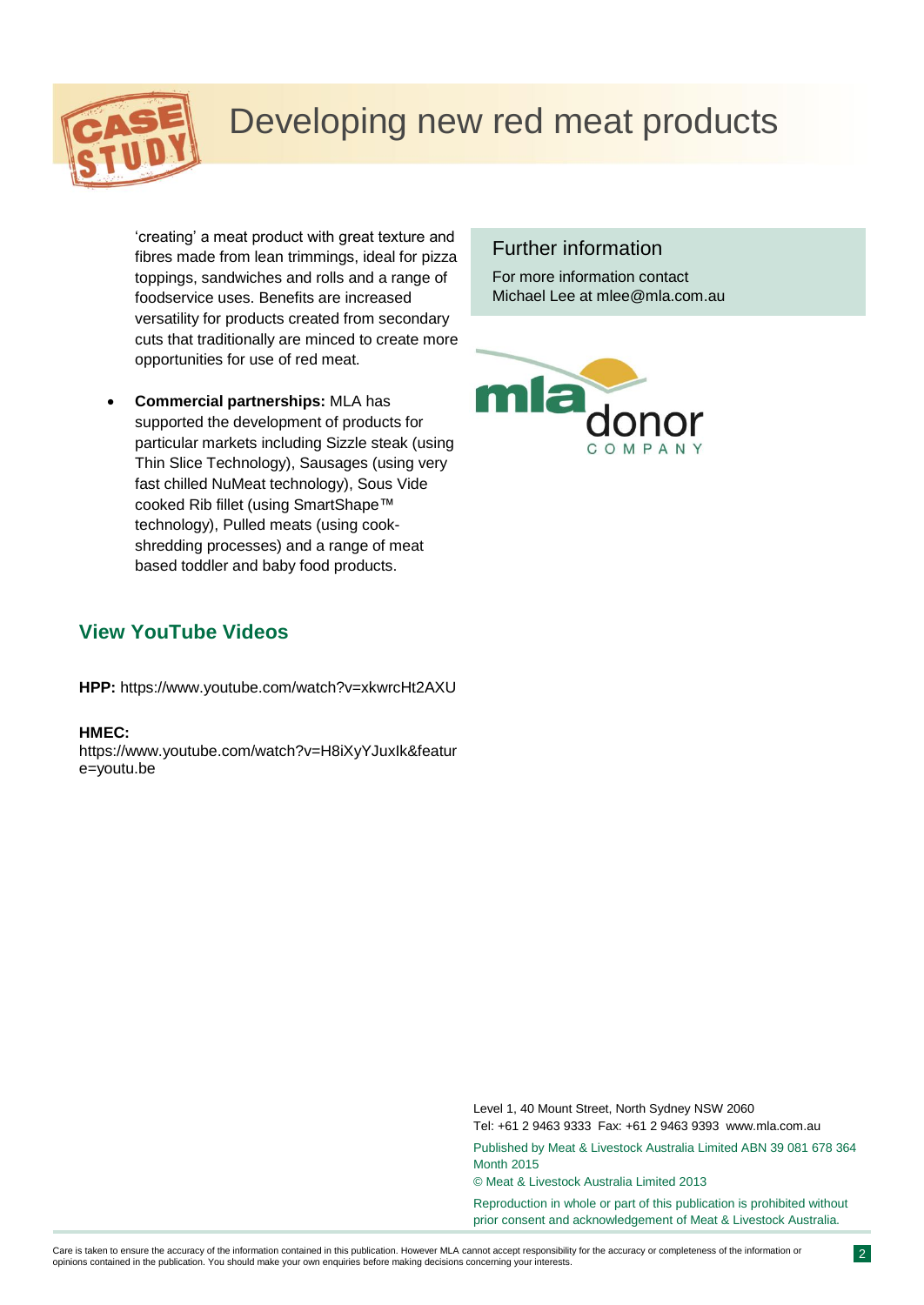# Developing new red meat products

'creating' a meat product with great texture and fibres made from lean trimmings, ideal for pizza toppings, sandwiches and rolls and a range of foodservice uses. Benefits are increased versatility for products created from secondary cuts that traditionally are minced to create more opportunities for use of red meat.

- **Commercial partnerships:** MLA has supported the development of products for particular markets including Sizzle steak (using Thin Slice Technology), Sausages (using very fast chilled NuMeat technology), Sous Vide cooked Rib fillet (using SmartShape™ technology), Pulled meats (using cook-shredding processes) and a range of meat based toddler and baby food products.

## View YouTube Videos

**HPP:** https://www.youtube.com/watch?v=xkwrcHt2AXU

**HMEC:**
https://www.youtube.com/watch?v=H8iXyYJuxIk&feature=youtu.be

## Further information

For more information contact Michael Lee at mlee@mla.com.au

mla donor COMPANY

Level 1, 40 Mount Street, North Sydney NSW 2060
Tel: +61 2 9463 9333 Fax: +61 2 9463 9393 www.mla.com.au

Published by Meat & Livestock Australia Limited ABN 39 081 678 364
Month 2015

© Meat & Livestock Australia Limited 2013

Reproduction in whole or part of this publication is prohibited without prior consent and acknowledgement of Meat & Livestock Australia.

Care is taken to ensure the accuracy of the information contained in this publication. However MLA cannot accept responsibility for the accuracy or completeness of the information or opinions contained in the publication. You should make your own enquiries before making decisions concerning your interests.